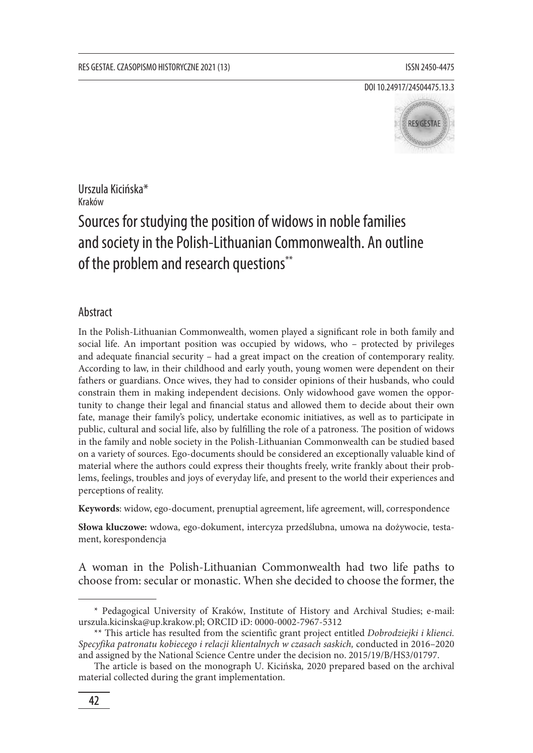Urszula Kicińska*
Kraków

# Sources for studying the position of widows in noble families and society in the Polish-Lithuanian Commonwealth. An outline of the problem and research questions**

## Abstract

In the Polish-Lithuanian Commonwealth, women played a significant role in both family and social life. An important position was occupied by widows, who – protected by privileges and adequate financial security – had a great impact on the creation of contemporary reality. According to law, in their childhood and early youth, young women were dependent on their fathers or guardians. Once wives, they had to consider opinions of their husbands, who could constrain them in making independent decisions. Only widowhood gave women the opportunity to change their legal and financial status and allowed them to decide about their own fate, manage their family's policy, undertake economic initiatives, as well as to participate in public, cultural and social life, also by fulfilling the role of a patroness. The position of widows in the family and noble society in the Polish-Lithuanian Commonwealth can be studied based on a variety of sources. Ego-documents should be considered an exceptionally valuable kind of material where the authors could express their thoughts freely, write frankly about their problems, feelings, troubles and joys of everyday life, and present to the world their experiences and perceptions of reality.

**Keywords**: widow, ego-document, prenuptial agreement, life agreement, will, correspondence

**Słowa kluczowe:** wdowa, ego-dokument, intercyza przedślubna, umowa na dożywocie, testament, korespondencja

A woman in the Polish-Lithuanian Commonwealth had two life paths to choose from: secular or monastic. When she decided to choose the former, the

---

\* Pedagogical University of Kraków, Institute of History and Archival Studies; e-mail: urszula.kicinska@up.krakow.pl; ORCID iD: 0000-0002-7967-5312

\** This article has resulted from the scientific grant project entitled *Dobrodziejki i klienci. Specyfika patronatu kobiecego i relacji klientalnych w czasach saskich,* conducted in 2016–2020 and assigned by the National Science Centre under the decision no. 2015/19/B/HS3/01797.

The article is based on the monograph U. Kicińska*,* 2020 prepared based on the archival material collected during the grant implementation.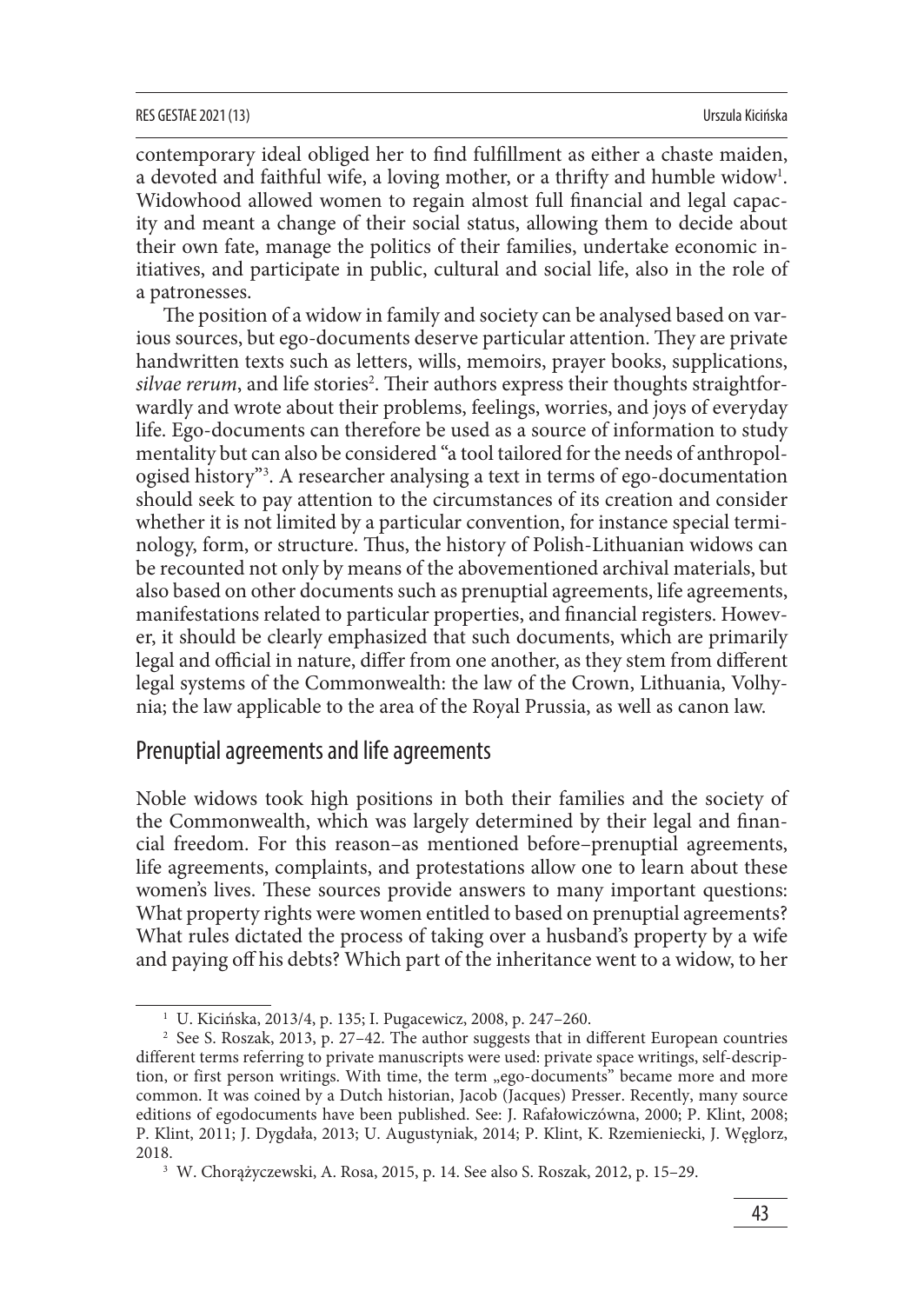contemporary ideal obliged her to find fulfillment as either a chaste maiden, a devoted and faithful wife, a loving mother, or a thrifty and humble widow[1]. Widowhood allowed women to regain almost full financial and legal capacity and meant a change of their social status, allowing them to decide about their own fate, manage the politics of their families, undertake economic initiatives, and participate in public, cultural and social life, also in the role of a patronesses.

The position of a widow in family and society can be analysed based on various sources, but ego-documents deserve particular attention. They are private handwritten texts such as letters, wills, memoirs, prayer books, supplications, *silvae rerum*, and life stories[2]. Their authors express their thoughts straightforwardly and wrote about their problems, feelings, worries, and joys of everyday life. Ego-documents can therefore be used as a source of information to study mentality but can also be considered "a tool tailored for the needs of anthropologised history"[3]. A researcher analysing a text in terms of ego-documentation should seek to pay attention to the circumstances of its creation and consider whether it is not limited by a particular convention, for instance special terminology, form, or structure. Thus, the history of Polish-Lithuanian widows can be recounted not only by means of the abovementioned archival materials, but also based on other documents such as prenuptial agreements, life agreements, manifestations related to particular properties, and financial registers. However, it should be clearly emphasized that such documents, which are primarily legal and official in nature, differ from one another, as they stem from different legal systems of the Commonwealth: the law of the Crown, Lithuania, Volhynia; the law applicable to the area of the Royal Prussia, as well as canon law.

## Prenuptial agreements and life agreements

Noble widows took high positions in both their families and the society of the Commonwealth, which was largely determined by their legal and financial freedom. For this reason–as mentioned before–prenuptial agreements, life agreements, complaints, and protestations allow one to learn about these women's lives. These sources provide answers to many important questions: What property rights were women entitled to based on prenuptial agreements? What rules dictated the process of taking over a husband's property by a wife and paying off his debts? Which part of the inheritance went to a widow, to her

---

[1] U. Kicińska, 2013/4, p. 135; I. Pugacewicz, 2008, p. 247–260.

[2] See S. Roszak, 2013, p. 27–42. The author suggests that in different European countries different terms referring to private manuscripts were used: private space writings, self-description, or first person writings. With time, the term „ego-documents" became more and more common. It was coined by a Dutch historian, Jacob (Jacques) Presser. Recently, many source editions of egodocuments have been published. See: J. Rafałowiczówna, 2000; P. Klint, 2008; P. Klint, 2011; J. Dygdała, 2013; U. Augustyniak, 2014; P. Klint, K. Rzemieniecki, J. Węglorz, 2018.

[3] W. Chorążyczewski, A. Rosa, 2015, p. 14. See also S. Roszak, 2012, p. 15–29.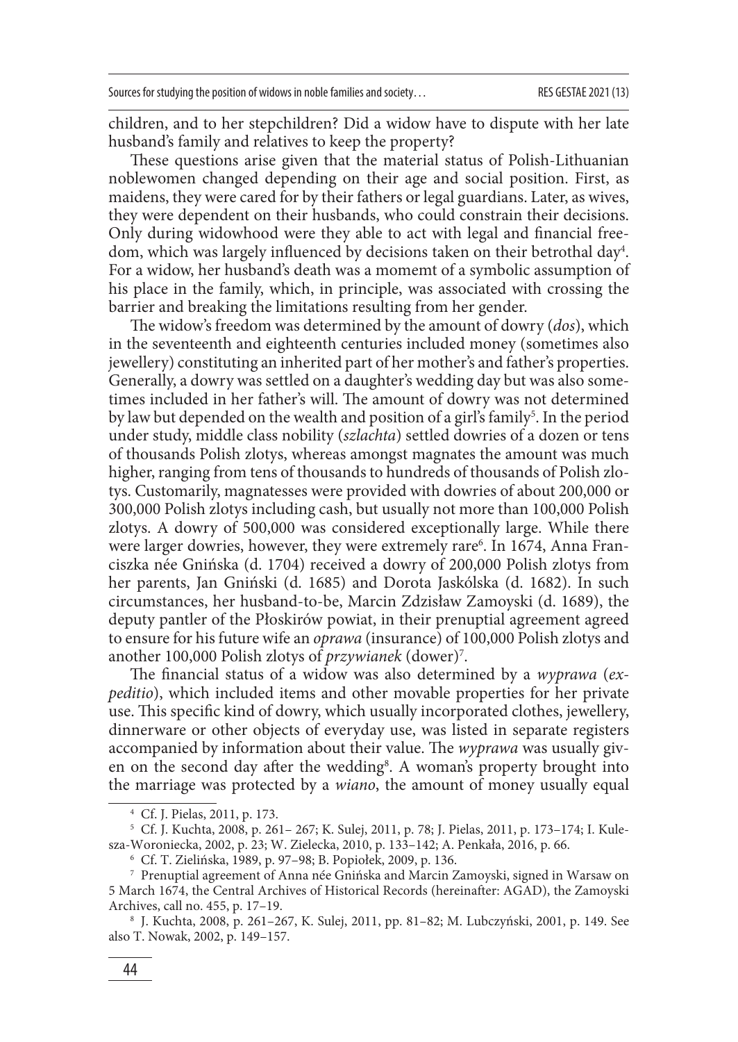children, and to her stepchildren? Did a widow have to dispute with her late husband's family and relatives to keep the property?

These questions arise given that the material status of Polish-Lithuanian noblewomen changed depending on their age and social position. First, as maidens, they were cared for by their fathers or legal guardians. Later, as wives, they were dependent on their husbands, who could constrain their decisions. Only during widowhood were they able to act with legal and financial freedom, which was largely influenced by decisions taken on their betrothal day[4]. For a widow, her husband's death was a momemt of a symbolic assumption of his place in the family, which, in principle, was associated with crossing the barrier and breaking the limitations resulting from her gender.

The widow's freedom was determined by the amount of dowry (*dos*), which in the seventeenth and eighteenth centuries included money (sometimes also jewellery) constituting an inherited part of her mother's and father's properties. Generally, a dowry was settled on a daughter's wedding day but was also sometimes included in her father's will. The amount of dowry was not determined by law but depended on the wealth and position of a girl's family[5]. In the period under study, middle class nobility (*szlachta*) settled dowries of a dozen or tens of thousands Polish zlotys, whereas amongst magnates the amount was much higher, ranging from tens of thousands to hundreds of thousands of Polish zlotys. Customarily, magnatesses were provided with dowries of about 200,000 or 300,000 Polish zlotys including cash, but usually not more than 100,000 Polish zlotys. A dowry of 500,000 was considered exceptionally large. While there were larger dowries, however, they were extremely rare[6]. In 1674, Anna Franciszka née Gnińska (d. 1704) received a dowry of 200,000 Polish zlotys from her parents, Jan Gniński (d. 1685) and Dorota Jaskólska (d. 1682). In such circumstances, her husband-to-be, Marcin Zdzisław Zamoyski (d. 1689), the deputy pantler of the Płoskirów powiat, in their prenuptial agreement agreed to ensure for his future wife an *oprawa* (insurance) of 100,000 Polish zlotys and another 100,000 Polish zlotys of *przywianek* (dower)[7].

The financial status of a widow was also determined by a *wyprawa* (*expeditio*), which included items and other movable properties for her private use. This specific kind of dowry, which usually incorporated clothes, jewellery, dinnerware or other objects of everyday use, was listed in separate registers accompanied by information about their value. The *wyprawa* was usually given on the second day after the wedding[8]. A woman's property brought into the marriage was protected by a *wiano*, the amount of money usually equal

---

[4] Cf. J. Pielas, 2011, p. 173.

[5] Cf. J. Kuchta, 2008, p. 261– 267; K. Sulej, 2011, p. 78; J. Pielas, 2011, p. 173–174; I. Kulesza-Woroniecka, 2002, p. 23; W. Zielecka, 2010, p. 133–142; A. Penkała, 2016, p. 66.

[6] Cf. T. Zielińska, 1989, p. 97–98; B. Popiołek, 2009, p. 136.

[7] Prenuptial agreement of Anna née Gnińska and Marcin Zamoyski, signed in Warsaw on 5 March 1674, the Central Archives of Historical Records (hereinafter: AGAD), the Zamoyski Archives, call no. 455, p. 17–19.

[8] J. Kuchta, 2008, p. 261–267, K. Sulej, 2011, pp. 81–82; M. Lubczyński, 2001, p. 149. See also T. Nowak, 2002, p. 149–157.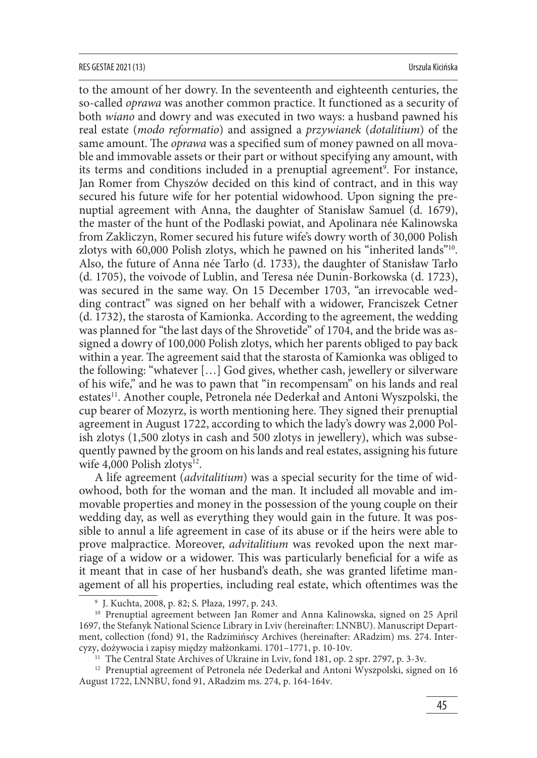to the amount of her dowry. In the seventeenth and eighteenth centuries, the so-called *oprawa* was another common practice. It functioned as a security of both *wiano* and dowry and was executed in two ways: a husband pawned his real estate (*modo reformatio*) and assigned a *przywianek* (*dotalitium*) of the same amount. The *oprawa* was a specified sum of money pawned on all movable and immovable assets or their part or without specifying any amount, with its terms and conditions included in a prenuptial agreement[9]. For instance, Jan Romer from Chyszów decided on this kind of contract, and in this way secured his future wife for her potential widowhood. Upon signing the prenuptial agreement with Anna, the daughter of Stanisław Samuel (d. 1679), the master of the hunt of the Podlaski powiat, and Apolinara née Kalinowska from Zakliczyn, Romer secured his future wife's dowry worth of 30,000 Polish zlotys with 60,000 Polish zlotys, which he pawned on his "inherited lands"[10]. Also, the future of Anna née Tarło (d. 1733), the daughter of Stanisław Tarło (d. 1705), the voivode of Lublin, and Teresa née Dunin-Borkowska (d. 1723), was secured in the same way. On 15 December 1703, "an irrevocable wedding contract" was signed on her behalf with a widower, Franciszek Cetner (d. 1732), the starosta of Kamionka. According to the agreement, the wedding was planned for "the last days of the Shrovetide" of 1704, and the bride was assigned a dowry of 100,000 Polish zlotys, which her parents obliged to pay back within a year. The agreement said that the starosta of Kamionka was obliged to the following: "whatever […] God gives, whether cash, jewellery or silverware of his wife," and he was to pawn that "in recompensam" on his lands and real estates[11]. Another couple, Petronela née Dederkał and Antoni Wyszpolski, the cup bearer of Mozyrz, is worth mentioning here. They signed their prenuptial agreement in August 1722, according to which the lady's dowry was 2,000 Polish zlotys (1,500 zlotys in cash and 500 zlotys in jewellery), which was subsequently pawned by the groom on his lands and real estates, assigning his future wife 4,000 Polish zlotys[12].

A life agreement (*advitalitium*) was a special security for the time of widowhood, both for the woman and the man. It included all movable and immovable properties and money in the possession of the young couple on their wedding day, as well as everything they would gain in the future. It was possible to annul a life agreement in case of its abuse or if the heirs were able to prove malpractice. Moreover, *advitalitium* was revoked upon the next marriage of a widow or a widower. This was particularly beneficial for a wife as it meant that in case of her husband's death, she was granted lifetime management of all his properties, including real estate, which oftentimes was the

---

[9] J. Kuchta, 2008, p. 82; S. Płaza, 1997, p. 243.

[10] Prenuptial agreement between Jan Romer and Anna Kalinowska, signed on 25 April 1697, the Stefanyk National Science Library in Lviv (hereinafter: LNNBU). Manuscript Department, collection (fond) 91, the Radzimińscy Archives (hereinafter: ARadzim) ms. 274. Intercyzy, dożywocia i zapisy między małżonkami. 1701–1771, p. 10-10v.

[11] The Central State Archives of Ukraine in Lviv, fond 181, op. 2 spr. 2797, p. 3-3v.

[12] Prenuptial agreement of Petronela née Dederkał and Antoni Wyszpolski, signed on 16 August 1722, LNNBU, fond 91, ARadzim ms. 274, p. 164-164v.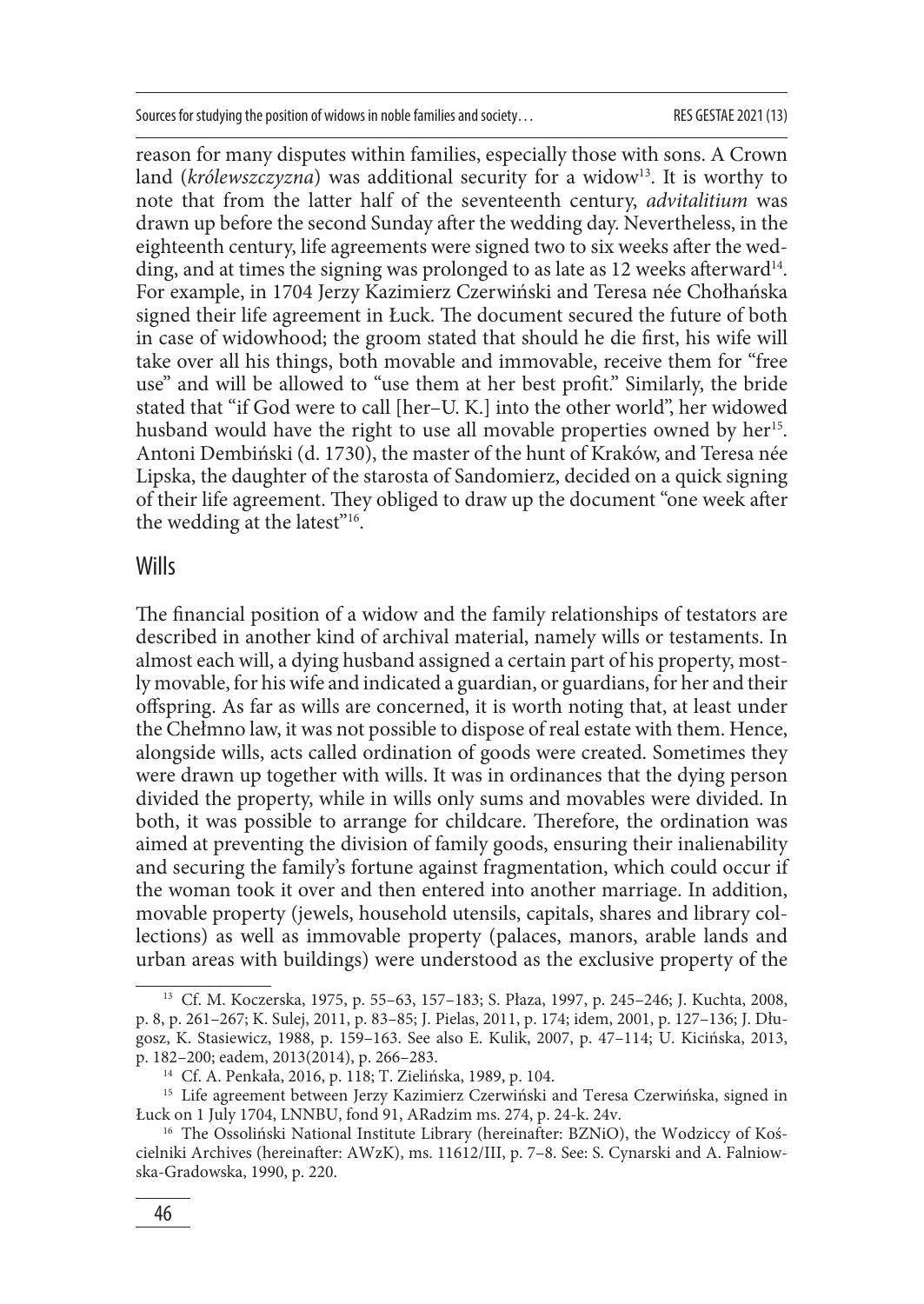reason for many disputes within families, especially those with sons. A Crown land (*królewszczyzna*) was additional security for a widow[13]. It is worthy to note that from the latter half of the seventeenth century, *advitalitium* was drawn up before the second Sunday after the wedding day. Nevertheless, in the eighteenth century, life agreements were signed two to six weeks after the wedding, and at times the signing was prolonged to as late as 12 weeks afterward[14]. For example, in 1704 Jerzy Kazimierz Czerwiński and Teresa née Chołhańska signed their life agreement in Łuck. The document secured the future of both in case of widowhood; the groom stated that should he die first, his wife will take over all his things, both movable and immovable, receive them for "free use" and will be allowed to "use them at her best profit." Similarly, the bride stated that "if God were to call [her–U. K.] into the other world", her widowed husband would have the right to use all movable properties owned by her[15]. Antoni Dembiński (d. 1730), the master of the hunt of Kraków, and Teresa née Lipska, the daughter of the starosta of Sandomierz, decided on a quick signing of their life agreement. They obliged to draw up the document "one week after the wedding at the latest"[16].

## Wills

The financial position of a widow and the family relationships of testators are described in another kind of archival material, namely wills or testaments. In almost each will, a dying husband assigned a certain part of his property, mostly movable, for his wife and indicated a guardian, or guardians, for her and their offspring. As far as wills are concerned, it is worth noting that, at least under the Chełmno law, it was not possible to dispose of real estate with them. Hence, alongside wills, acts called ordination of goods were created. Sometimes they were drawn up together with wills. It was in ordinances that the dying person divided the property, while in wills only sums and movables were divided. In both, it was possible to arrange for childcare. Therefore, the ordination was aimed at preventing the division of family goods, ensuring their inalienability and securing the family's fortune against fragmentation, which could occur if the woman took it over and then entered into another marriage. In addition, movable property (jewels, household utensils, capitals, shares and library collections) as well as immovable property (palaces, manors, arable lands and urban areas with buildings) were understood as the exclusive property of the

---

[13] Cf. M. Koczerska, 1975, p. 55–63, 157–183; S. Płaza, 1997, p. 245–246; J. Kuchta, 2008, p. 8, p. 261–267; K. Sulej, 2011, p. 83–85; J. Pielas, 2011, p. 174; idem, 2001, p. 127–136; J. Długosz, K. Stasiewicz, 1988, p. 159–163. See also E. Kulik, 2007, p. 47–114; U. Kicińska, 2013, p. 182–200; eadem, 2013(2014), p. 266–283.

[14] Cf. A. Penkała, 2016, p. 118; T. Zielińska, 1989, p. 104.

[15] Life agreement between Jerzy Kazimierz Czerwiński and Teresa Czerwińska, signed in Łuck on 1 July 1704, LNNBU, fond 91, ARadzim ms. 274, p. 24-k. 24v.

[16] The Ossoliński National Institute Library (hereinafter: BZNiO), the Wodziccy of Kościelniki Archives (hereinafter: AWzK), ms. 11612/III, p. 7–8. See: S. Cynarski and A. Falniowska-Gradowska, 1990, p. 220.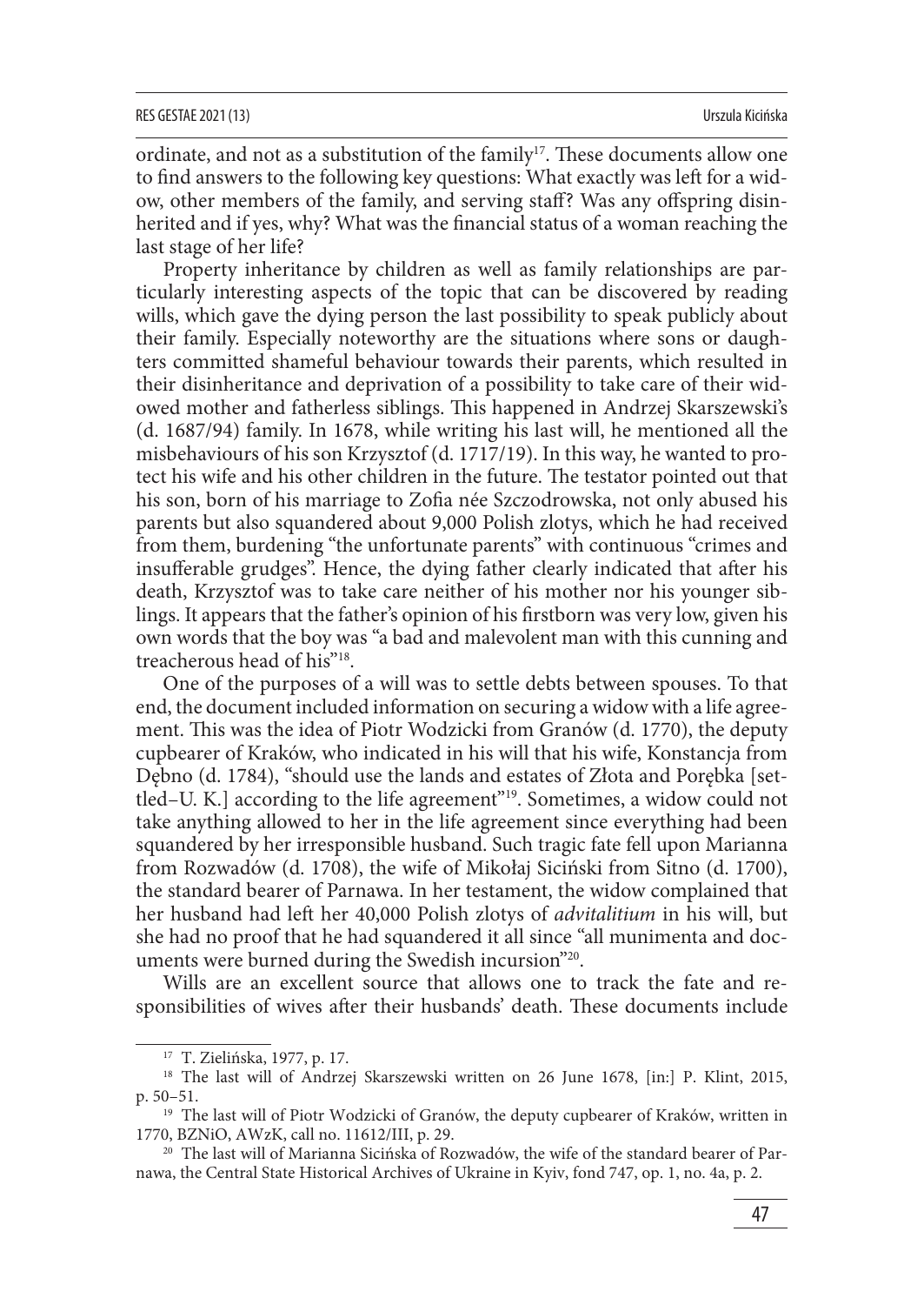ordinate, and not as a substitution of the family[17]. These documents allow one to find answers to the following key questions: What exactly was left for a widow, other members of the family, and serving staff? Was any offspring disinherited and if yes, why? What was the financial status of a woman reaching the last stage of her life?

Property inheritance by children as well as family relationships are particularly interesting aspects of the topic that can be discovered by reading wills, which gave the dying person the last possibility to speak publicly about their family. Especially noteworthy are the situations where sons or daughters committed shameful behaviour towards their parents, which resulted in their disinheritance and deprivation of a possibility to take care of their widowed mother and fatherless siblings. This happened in Andrzej Skarszewski's (d. 1687/94) family. In 1678, while writing his last will, he mentioned all the misbehaviours of his son Krzysztof (d. 1717/19). In this way, he wanted to protect his wife and his other children in the future. The testator pointed out that his son, born of his marriage to Zofia née Szczodrowska, not only abused his parents but also squandered about 9,000 Polish zlotys, which he had received from them, burdening "the unfortunate parents" with continuous "crimes and insufferable grudges". Hence, the dying father clearly indicated that after his death, Krzysztof was to take care neither of his mother nor his younger siblings. It appears that the father's opinion of his firstborn was very low, given his own words that the boy was "a bad and malevolent man with this cunning and treacherous head of his"[18].

One of the purposes of a will was to settle debts between spouses. To that end, the document included information on securing a widow with a life agreement. This was the idea of Piotr Wodzicki from Granów (d. 1770), the deputy cupbearer of Kraków, who indicated in his will that his wife, Konstancja from Dębno (d. 1784), "should use the lands and estates of Złota and Porębka [settled–U. K.] according to the life agreement"[19]. Sometimes, a widow could not take anything allowed to her in the life agreement since everything had been squandered by her irresponsible husband. Such tragic fate fell upon Marianna from Rozwadów (d. 1708), the wife of Mikołaj Siciński from Sitno (d. 1700), the standard bearer of Parnawa. In her testament, the widow complained that her husband had left her 40,000 Polish zlotys of *advitalitium* in his will, but she had no proof that he had squandered it all since "all munimenta and documents were burned during the Swedish incursion"[20].

Wills are an excellent source that allows one to track the fate and responsibilities of wives after their husbands' death. These documents include

---

[17] T. Zielińska, 1977, p. 17.

[18] The last will of Andrzej Skarszewski written on 26 June 1678, [in:] P. Klint, 2015, p. 50–51.

[19] The last will of Piotr Wodzicki of Granów, the deputy cupbearer of Kraków, written in 1770, BZNiO, AWzK, call no. 11612/III, p. 29.

[20] The last will of Marianna Sicińska of Rozwadów, the wife of the standard bearer of Parnawa, the Central State Historical Archives of Ukraine in Kyiv, fond 747, op. 1, no. 4a, p. 2.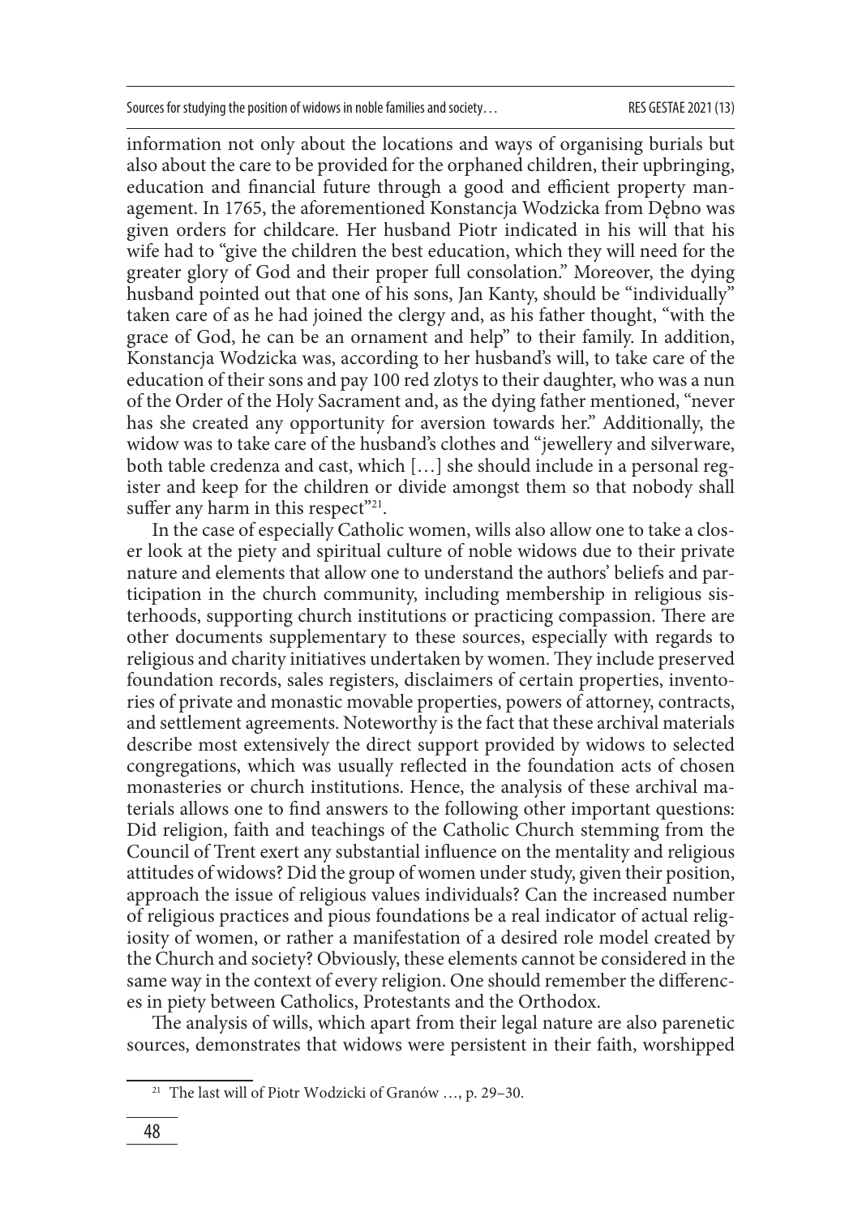information not only about the locations and ways of organising burials but also about the care to be provided for the orphaned children, their upbringing, education and financial future through a good and efficient property management. In 1765, the aforementioned Konstancja Wodzicka from Dębno was given orders for childcare. Her husband Piotr indicated in his will that his wife had to "give the children the best education, which they will need for the greater glory of God and their proper full consolation." Moreover, the dying husband pointed out that one of his sons, Jan Kanty, should be "individually" taken care of as he had joined the clergy and, as his father thought, "with the grace of God, he can be an ornament and help" to their family. In addition, Konstancja Wodzicka was, according to her husband's will, to take care of the education of their sons and pay 100 red zlotys to their daughter, who was a nun of the Order of the Holy Sacrament and, as the dying father mentioned, "never has she created any opportunity for aversion towards her." Additionally, the widow was to take care of the husband's clothes and "jewellery and silverware, both table credenza and cast, which […] she should include in a personal register and keep for the children or divide amongst them so that nobody shall suffer any harm in this respect"[21].

In the case of especially Catholic women, wills also allow one to take a closer look at the piety and spiritual culture of noble widows due to their private nature and elements that allow one to understand the authors' beliefs and participation in the church community, including membership in religious sisterhoods, supporting church institutions or practicing compassion. There are other documents supplementary to these sources, especially with regards to religious and charity initiatives undertaken by women. They include preserved foundation records, sales registers, disclaimers of certain properties, inventories of private and monastic movable properties, powers of attorney, contracts, and settlement agreements. Noteworthy is the fact that these archival materials describe most extensively the direct support provided by widows to selected congregations, which was usually reflected in the foundation acts of chosen monasteries or church institutions. Hence, the analysis of these archival materials allows one to find answers to the following other important questions: Did religion, faith and teachings of the Catholic Church stemming from the Council of Trent exert any substantial influence on the mentality and religious attitudes of widows? Did the group of women under study, given their position, approach the issue of religious values individuals? Can the increased number of religious practices and pious foundations be a real indicator of actual religiosity of women, or rather a manifestation of a desired role model created by the Church and society? Obviously, these elements cannot be considered in the same way in the context of every religion. One should remember the differences in piety between Catholics, Protestants and the Orthodox.

The analysis of wills, which apart from their legal nature are also parenetic sources, demonstrates that widows were persistent in their faith, worshipped

[21] The last will of Piotr Wodzicki of Granów …, p. 29–30.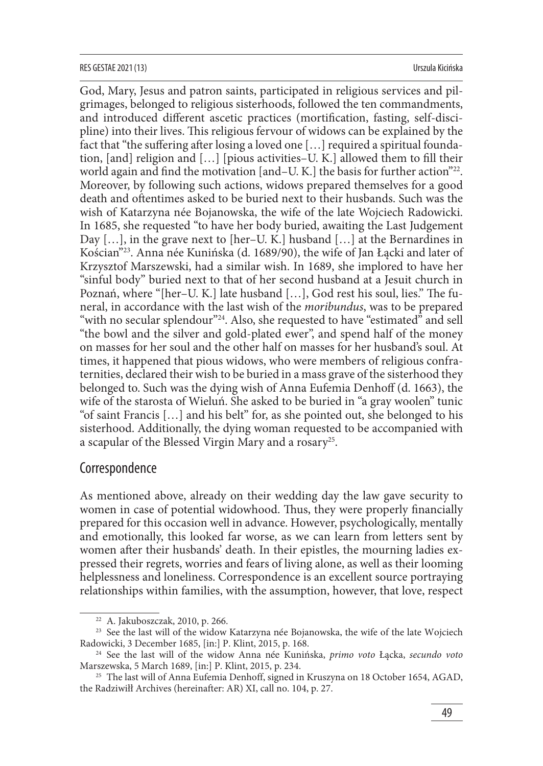God, Mary, Jesus and patron saints, participated in religious services and pilgrimages, belonged to religious sisterhoods, followed the ten commandments, and introduced different ascetic practices (mortification, fasting, self-discipline) into their lives. This religious fervour of widows can be explained by the fact that "the suffering after losing a loved one […] required a spiritual foundation, [and] religion and […] [pious activities–U. K.] allowed them to fill their world again and find the motivation [and–U. K.] the basis for further action"[22]. Moreover, by following such actions, widows prepared themselves for a good death and oftentimes asked to be buried next to their husbands. Such was the wish of Katarzyna née Bojanowska, the wife of the late Wojciech Radowicki. In 1685, she requested "to have her body buried, awaiting the Last Judgement Day […], in the grave next to [her–U. K.] husband […] at the Bernardines in Kościan"[23]. Anna née Kunińska (d. 1689/90), the wife of Jan Łącki and later of Krzysztof Marszewski, had a similar wish. In 1689, she implored to have her "sinful body" buried next to that of her second husband at a Jesuit church in Poznań, where "[her–U. K.] late husband […], God rest his soul, lies." The funeral, in accordance with the last wish of the *moribundus*, was to be prepared "with no secular splendour"[24]. Also, she requested to have "estimated" and sell "the bowl and the silver and gold-plated ewer", and spend half of the money on masses for her soul and the other half on masses for her husband's soul. At times, it happened that pious widows, who were members of religious confraternities, declared their wish to be buried in a mass grave of the sisterhood they belonged to. Such was the dying wish of Anna Eufemia Denhoff (d. 1663), the wife of the starosta of Wieluń. She asked to be buried in "a gray woolen" tunic "of saint Francis […] and his belt" for, as she pointed out, she belonged to his sisterhood. Additionally, the dying woman requested to be accompanied with a scapular of the Blessed Virgin Mary and a rosary[25].

## Correspondence

As mentioned above, already on their wedding day the law gave security to women in case of potential widowhood. Thus, they were properly financially prepared for this occasion well in advance. However, psychologically, mentally and emotionally, this looked far worse, as we can learn from letters sent by women after their husbands' death. In their epistles, the mourning ladies expressed their regrets, worries and fears of living alone, as well as their looming helplessness and loneliness. Correspondence is an excellent source portraying relationships within families, with the assumption, however, that love, respect

---

[22] A. Jakuboszczak, 2010, p. 266.

[23] See the last will of the widow Katarzyna née Bojanowska, the wife of the late Wojciech Radowicki, 3 December 1685, [in:] P. Klint, 2015, p. 168.

[24] See the last will of the widow Anna née Kunińska, *primo voto* Łącka, *secundo voto* Marszewska, 5 March 1689, [in:] P. Klint, 2015, p. 234.

[25] The last will of Anna Eufemia Denhoff, signed in Kruszyna on 18 October 1654, AGAD, the Radziwiłł Archives (hereinafter: AR) XI, call no. 104, p. 27.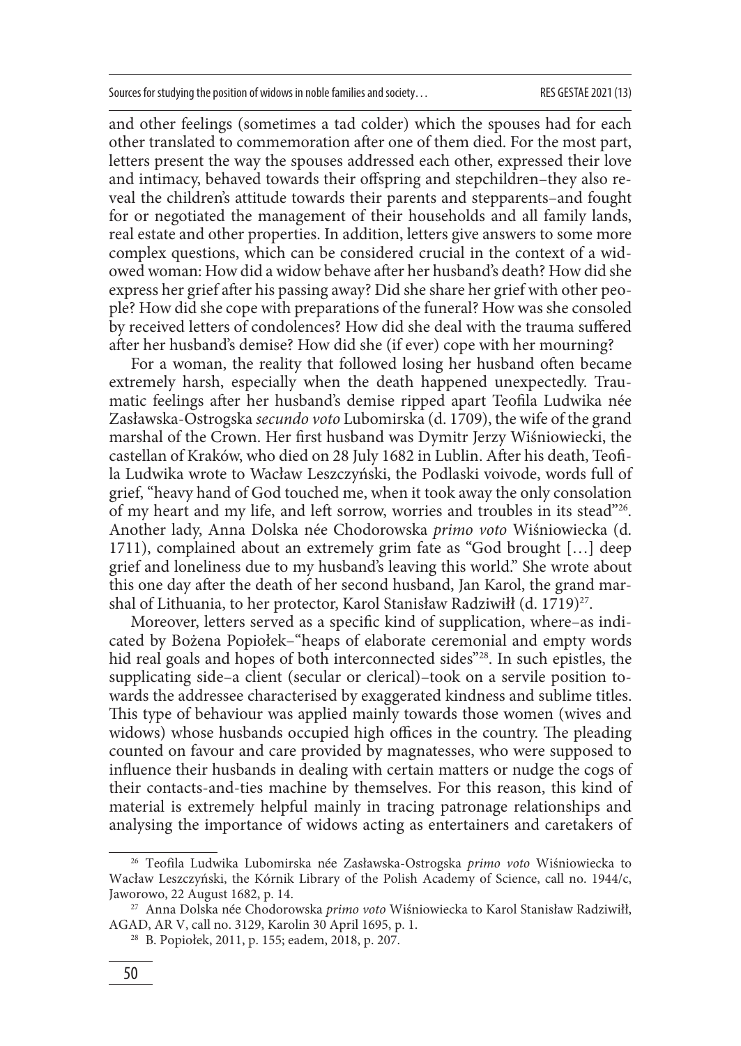and other feelings (sometimes a tad colder) which the spouses had for each other translated to commemoration after one of them died. For the most part, letters present the way the spouses addressed each other, expressed their love and intimacy, behaved towards their offspring and stepchildren–they also reveal the children's attitude towards their parents and stepparents–and fought for or negotiated the management of their households and all family lands, real estate and other properties. In addition, letters give answers to some more complex questions, which can be considered crucial in the context of a widowed woman: How did a widow behave after her husband's death? How did she express her grief after his passing away? Did she share her grief with other people? How did she cope with preparations of the funeral? How was she consoled by received letters of condolences? How did she deal with the trauma suffered after her husband's demise? How did she (if ever) cope with her mourning?

For a woman, the reality that followed losing her husband often became extremely harsh, especially when the death happened unexpectedly. Traumatic feelings after her husband's demise ripped apart Teofila Ludwika née Zasławska-Ostrogska *secundo voto* Lubomirska (d. 1709), the wife of the grand marshal of the Crown. Her first husband was Dymitr Jerzy Wiśniowiecki, the castellan of Kraków, who died on 28 July 1682 in Lublin. After his death, Teofila Ludwika wrote to Wacław Leszczyński, the Podlaski voivode, words full of grief, "heavy hand of God touched me, when it took away the only consolation of my heart and my life, and left sorrow, worries and troubles in its stead"[26]. Another lady, Anna Dolska née Chodorowska *primo voto* Wiśniowiecka (d. 1711), complained about an extremely grim fate as "God brought […] deep grief and loneliness due to my husband's leaving this world." She wrote about this one day after the death of her second husband, Jan Karol, the grand marshal of Lithuania, to her protector, Karol Stanisław Radziwiłł (d. 1719)[27].

Moreover, letters served as a specific kind of supplication, where–as indicated by Bożena Popiołek–"heaps of elaborate ceremonial and empty words hid real goals and hopes of both interconnected sides"[28]. In such epistles, the supplicating side–a client (secular or clerical)–took on a servile position towards the addressee characterised by exaggerated kindness and sublime titles. This type of behaviour was applied mainly towards those women (wives and widows) whose husbands occupied high offices in the country. The pleading counted on favour and care provided by magnatesses, who were supposed to influence their husbands in dealing with certain matters or nudge the cogs of their contacts-and-ties machine by themselves. For this reason, this kind of material is extremely helpful mainly in tracing patronage relationships and analysing the importance of widows acting as entertainers and caretakers of

---

[26] Teofila Ludwika Lubomirska née Zasławska-Ostrogska *primo voto* Wiśniowiecka to Wacław Leszczyński, the Kórnik Library of the Polish Academy of Science, call no. 1944/c, Jaworowo, 22 August 1682, p. 14.

[27] Anna Dolska née Chodorowska *primo voto* Wiśniowiecka to Karol Stanisław Radziwiłł, AGAD, AR V, call no. 3129, Karolin 30 April 1695, p. 1.

[28] B. Popiołek, 2011, p. 155; eadem, 2018, p. 207.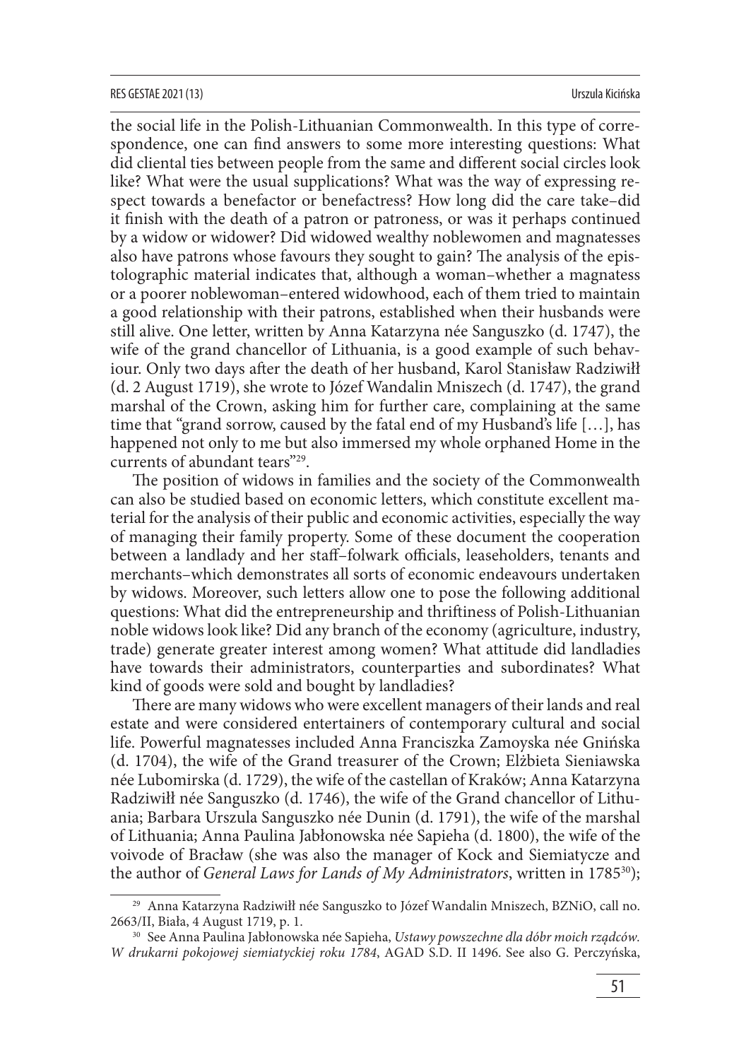the social life in the Polish-Lithuanian Commonwealth. In this type of correspondence, one can find answers to some more interesting questions: What did cliental ties between people from the same and different social circles look like? What were the usual supplications? What was the way of expressing respect towards a benefactor or benefactress? How long did the care take–did it finish with the death of a patron or patroness, or was it perhaps continued by a widow or widower? Did widowed wealthy noblewomen and magnatesses also have patrons whose favours they sought to gain? The analysis of the epistolographic material indicates that, although a woman–whether a magnatess or a poorer noblewoman–entered widowhood, each of them tried to maintain a good relationship with their patrons, established when their husbands were still alive. One letter, written by Anna Katarzyna née Sanguszko (d. 1747), the wife of the grand chancellor of Lithuania, is a good example of such behaviour. Only two days after the death of her husband, Karol Stanisław Radziwiłł (d. 2 August 1719), she wrote to Józef Wandalin Mniszech (d. 1747), the grand marshal of the Crown, asking him for further care, complaining at the same time that "grand sorrow, caused by the fatal end of my Husband's life […], has happened not only to me but also immersed my whole orphaned Home in the currents of abundant tears"[29].

The position of widows in families and the society of the Commonwealth can also be studied based on economic letters, which constitute excellent material for the analysis of their public and economic activities, especially the way of managing their family property. Some of these document the cooperation between a landlady and her staff–folwark officials, leaseholders, tenants and merchants–which demonstrates all sorts of economic endeavours undertaken by widows. Moreover, such letters allow one to pose the following additional questions: What did the entrepreneurship and thriftiness of Polish-Lithuanian noble widows look like? Did any branch of the economy (agriculture, industry, trade) generate greater interest among women? What attitude did landladies have towards their administrators, counterparties and subordinates? What kind of goods were sold and bought by landladies?

There are many widows who were excellent managers of their lands and real estate and were considered entertainers of contemporary cultural and social life. Powerful magnatesses included Anna Franciszka Zamoyska née Gnińska (d. 1704), the wife of the Grand treasurer of the Crown; Elżbieta Sieniawska née Lubomirska (d. 1729), the wife of the castellan of Kraków; Anna Katarzyna Radziwiłł née Sanguszko (d. 1746), the wife of the Grand chancellor of Lithuania; Barbara Urszula Sanguszko née Dunin (d. 1791), the wife of the marshal of Lithuania; Anna Paulina Jabłonowska née Sapieha (d. 1800), the wife of the voivode of Bracław (she was also the manager of Kock and Siemiatycze and the author of *General Laws for Lands of My Administrators*, written in 1785[30]);

[29] Anna Katarzyna Radziwiłł née Sanguszko to Józef Wandalin Mniszech, BZNiO, call no. 2663/II, Biała, 4 August 1719, p. 1.

[30] See Anna Paulina Jabłonowska née Sapieha, *Ustawy powszechne dla dóbr moich rządców. W drukarni pokojowej siemiatyckiej roku 1784*, AGAD S.D. II 1496. See also G. Perczyńska,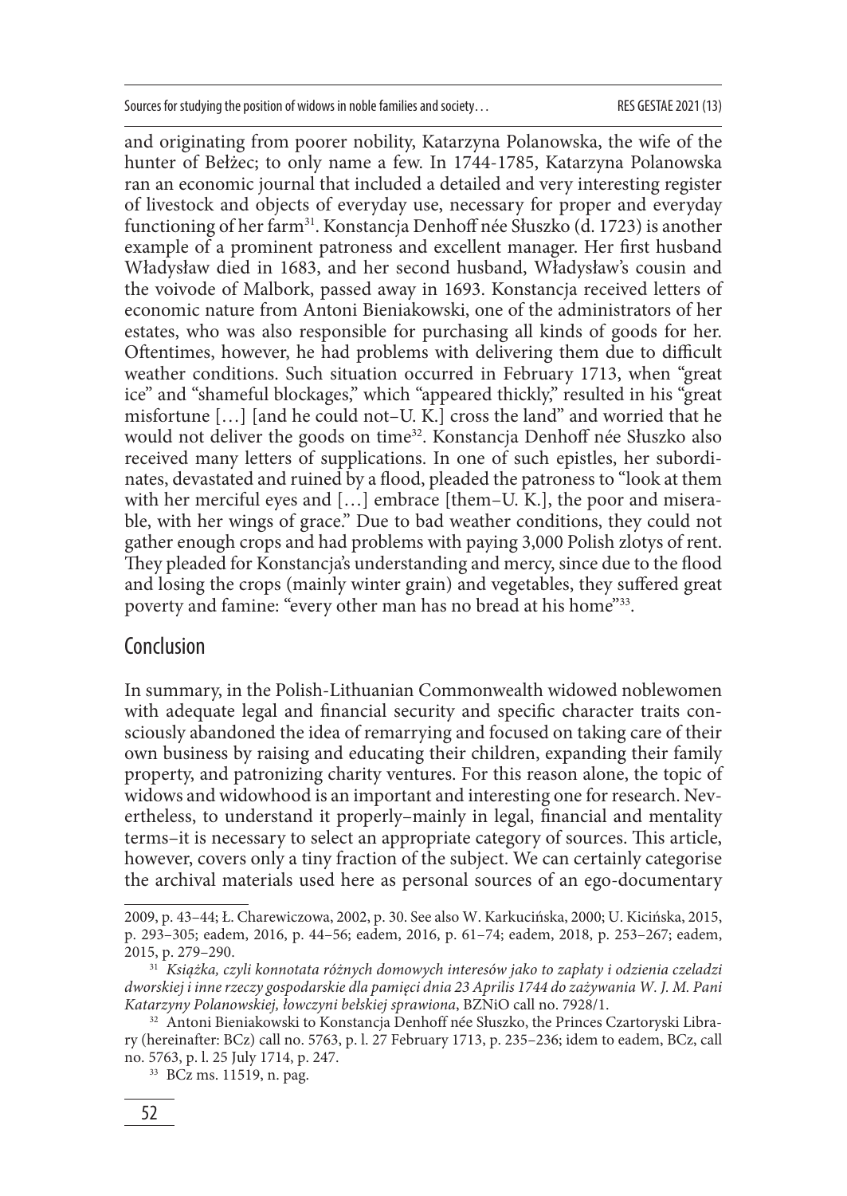and originating from poorer nobility, Katarzyna Polanowska, the wife of the hunter of Bełżec; to only name a few. In 1744-1785, Katarzyna Polanowska ran an economic journal that included a detailed and very interesting register of livestock and objects of everyday use, necessary for proper and everyday functioning of her farm[31]. Konstancja Denhoff née Słuszko (d. 1723) is another example of a prominent patroness and excellent manager. Her first husband Władysław died in 1683, and her second husband, Władysław's cousin and the voivode of Malbork, passed away in 1693. Konstancja received letters of economic nature from Antoni Bieniakowski, one of the administrators of her estates, who was also responsible for purchasing all kinds of goods for her. Oftentimes, however, he had problems with delivering them due to difficult weather conditions. Such situation occurred in February 1713, when "great ice" and "shameful blockages," which "appeared thickly," resulted in his "great misfortune […] [and he could not–U. K.] cross the land" and worried that he would not deliver the goods on time[32]. Konstancja Denhoff née Słuszko also received many letters of supplications. In one of such epistles, her subordinates, devastated and ruined by a flood, pleaded the patroness to "look at them with her merciful eyes and […] embrace [them–U. K.], the poor and miserable, with her wings of grace." Due to bad weather conditions, they could not gather enough crops and had problems with paying 3,000 Polish zlotys of rent. They pleaded for Konstancja's understanding and mercy, since due to the flood and losing the crops (mainly winter grain) and vegetables, they suffered great poverty and famine: "every other man has no bread at his home"[33].

## Conclusion

In summary, in the Polish-Lithuanian Commonwealth widowed noblewomen with adequate legal and financial security and specific character traits consciously abandoned the idea of remarrying and focused on taking care of their own business by raising and educating their children, expanding their family property, and patronizing charity ventures. For this reason alone, the topic of widows and widowhood is an important and interesting one for research. Nevertheless, to understand it properly–mainly in legal, financial and mentality terms–it is necessary to select an appropriate category of sources. This article, however, covers only a tiny fraction of the subject. We can certainly categorise the archival materials used here as personal sources of an ego-documentary

---

2009, p. 43–44; Ł. Charewiczowa, 2002, p. 30. See also W. Karkucińska, 2000; U. Kicińska, 2015, p. 293–305; eadem, 2016, p. 44–56; eadem, 2016, p. 61–74; eadem, 2018, p. 253–267; eadem, 2015, p. 279–290.

[31] *Książka, czyli konnotata różnych domowych interesów jako to zapłaty i odzienia czeladzi dworskiej i inne rzeczy gospodarskie dla pamięci dnia 23 Aprilis 1744 do zażywania W. J. M. Pani Katarzyny Polanowskiej, łowczyni bełskiej sprawiona*, BZNiO call no. 7928/1.

[32] Antoni Bieniakowski to Konstancja Denhoff née Słuszko, the Princes Czartoryski Library (hereinafter: BCz) call no. 5763, p. l. 27 February 1713, p. 235–236; idem to eadem, BCz, call no. 5763, p. l. 25 July 1714, p. 247.

[33] BCz ms. 11519, n. pag.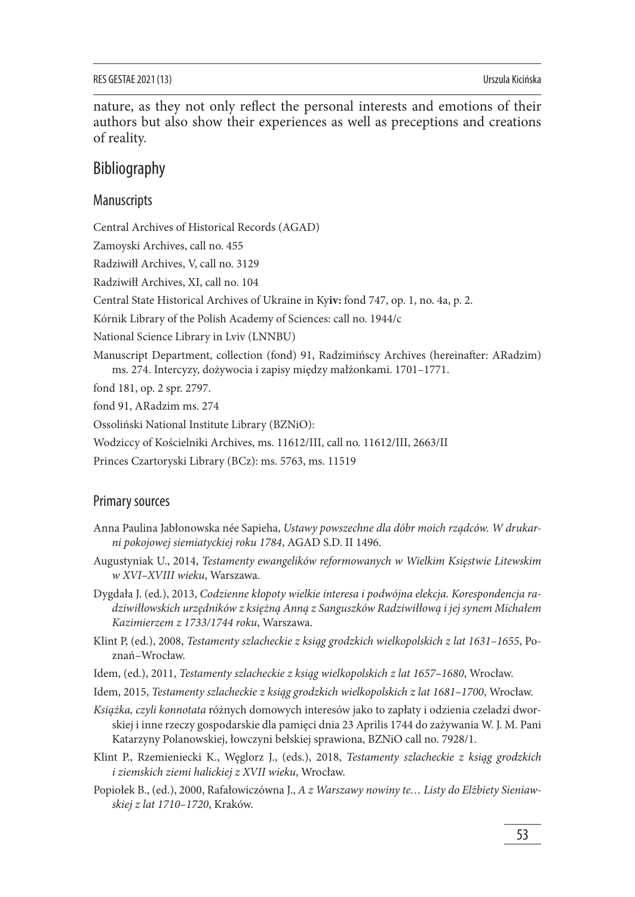nature, as they not only reflect the personal interests and emotions of their authors but also show their experiences as well as preceptions and creations of reality.

## Bibliography

### Manuscripts

Central Archives of Historical Records (AGAD)

Zamoyski Archives, call no. 455

Radziwiłł Archives, V, call no. 3129

Radziwiłł Archives, XI, call no. 104

Central State Historical Archives of Ukraine in Ky**iv:** fond 747, op. 1, no. 4a, p. 2.

Kórnik Library of the Polish Academy of Sciences: call no. 1944/c

National Science Library in Lviv (LNNBU)

Manuscript Department, collection (fond) 91, Radzimińscy Archives (hereinafter: ARadzim) ms. 274. Intercyzy, dożywocia i zapisy między małżonkami. 1701–1771.

fond 181, op. 2 spr. 2797.

fond 91, ARadzim ms. 274

Ossoliński National Institute Library (BZNiO):

Wodziccy of Kościelniki Archives, ms. 11612/III, call no. 11612/III, 2663/II

Princes Czartoryski Library (BCz): ms. 5763, ms. 11519

### Primary sources

Anna Paulina Jabłonowska née Sapieha, *Ustawy powszechne dla dóbr moich rządców. W drukarni pokojowej siemiatyckiej roku 1784*, AGAD S.D. II 1496.

Augustyniak U., 2014, *Testamenty ewangelików reformowanych w Wielkim Księstwie Litewskim w XVI–XVIII wieku*, Warszawa.

Dygdała J. (ed.), 2013, *Codzienne kłopoty wielkie interesa i podwójna elekcja. Korespondencja radziwiłłowskich urzędników z księżną Anną z Sanguszków Radziwiłłową i jej synem Michałem Kazimierzem z 1733/1744 roku*, Warszawa.

Klint P, (ed.), 2008, *Testamenty szlacheckie z ksiąg grodzkich wielkopolskich z lat 1631–1655*, Poznań–Wrocław.

Idem, (ed.), 2011, *Testamenty szlacheckie z ksiąg wielkopolskich z lat 1657–1680*, Wrocław.

Idem, 2015, *Testamenty szlacheckie z ksiąg grodzkich wielkopolskich z lat 1681–1700*, Wrocław.

*Książka, czyli konnotata* różnych domowych interesów jako to zapłaty i odzienia czeladzi dworskiej i inne rzeczy gospodarskie dla pamięci dnia 23 Aprilis 1744 do zażywania W. J. M. Pani Katarzyny Polanowskiej, łowczyni bełskiej sprawiona, BZNiO call no. 7928/1.

Klint P., Rzemieniecki K., Węglorz J., (eds.), 2018, *Testamenty szlacheckie z ksiąg grodzkich i ziemskich ziemi halickiej z XVII wieku*, Wrocław.

Popiołek B., (ed.), 2000, Rafałowiczówna J., *A z Warszawy nowiny te… Listy do Elżbiety Sieniawskiej z lat 1710–1720*, Kraków.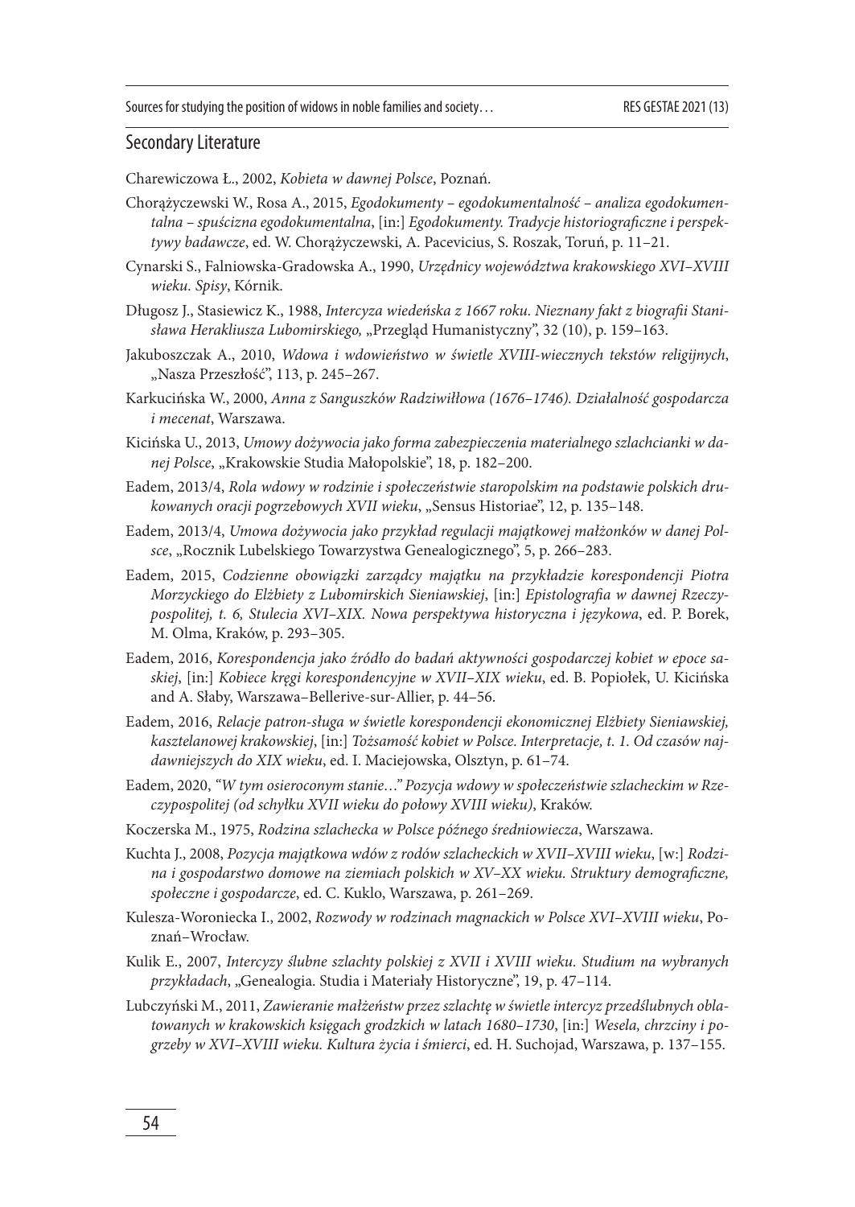## Secondary Literature

Charewiczowa Ł., 2002, *Kobieta w dawnej Polsce*, Poznań.

Chorążyczewski W., Rosa A., 2015, *Egodokumenty – egodokumentalność – analiza egodokumentalna – spuścizna egodokumentalna*, [in:] *Egodokumenty. Tradycje historiograficzne i perspektywy badawcze*, ed. W. Chorążyczewski, A. Pacevicius, S. Roszak, Toruń, p. 11–21.

Cynarski S., Falniowska-Gradowska A., 1990, *Urzędnicy województwa krakowskiego XVI–XVIII wieku. Spisy*, Kórnik.

Długosz J., Stasiewicz K., 1988, *Intercyza wiedeńska z 1667 roku. Nieznany fakt z biografii Stanisława Herakliusza Lubomirskiego,* „Przegląd Humanistyczny", 32 (10), p. 159–163.

Jakuboszczak A., 2010, *Wdowa i wdowieństwo w świetle XVIII-wiecznych tekstów religijnych*, „Nasza Przeszłość", 113, p. 245–267.

Karkucińska W., 2000, *Anna z Sanguszków Radziwiłłowa (1676–1746). Działalność gospodarcza i mecenat*, Warszawa.

Kicińska U., 2013, *Umowy dożywocia jako forma zabezpieczenia materialnego szlachcianki w danej Polsce*, „Krakowskie Studia Małopolskie", 18, p. 182–200.

Eadem, 2013/4, *Rola wdowy w rodzinie i społeczeństwie staropolskim na podstawie polskich drukowanych oracji pogrzebowych XVII wieku*, „Sensus Historiae", 12, p. 135–148.

Eadem, 2013/4, *Umowa dożywocia jako przykład regulacji majątkowej małżonków w danej Polsce*, „Rocznik Lubelskiego Towarzystwa Genealogicznego", 5, p. 266–283.

Eadem, 2015, *Codzienne obowiązki zarządcy majątku na przykładzie korespondencji Piotra Morzyckiego do Elżbiety z Lubomirskich Sieniawskiej*, [in:] *Epistolografia w dawnej Rzeczypospolitej, t. 6, Stulecia XVI–XIX. Nowa perspektywa historyczna i językowa*, ed. P. Borek, M. Olma, Kraków, p. 293–305.

Eadem, 2016, *Korespondencja jako źródło do badań aktywności gospodarczej kobiet w epoce saskiej*, [in:] *Kobiece kręgi korespondencyjne w XVII–XIX wieku*, ed. B. Popiołek, U. Kicińska and A. Słaby, Warszawa–Bellerive-sur-Allier, p. 44–56.

Eadem, 2016, *Relacje patron-sługa w świetle korespondencji ekonomicznej Elżbiety Sieniawskiej, kasztelanowej krakowskiej*, [in:] *Tożsamość kobiet w Polsce. Interpretacje, t. 1. Od czasów najdawniejszych do XIX wieku*, ed. I. Maciejowska, Olsztyn, p. 61–74.

Eadem, 2020, *"W tym osieroconym stanie…" Pozycja wdowy w społeczeństwie szlacheckim w Rzeczypospolitej (od schyłku XVII wieku do połowy XVIII wieku)*, Kraków.

Koczerska M., 1975, *Rodzina szlachecka w Polsce późnego średniowiecza*, Warszawa.

Kuchta J., 2008, *Pozycja majątkowa wdów z rodów szlacheckich w XVII–XVIII wieku*, [w:] *Rodzina i gospodarstwo domowe na ziemiach polskich w XV–XX wieku. Struktury demograficzne, społeczne i gospodarcze*, ed. C. Kuklo, Warszawa, p. 261–269.

Kulesza-Woroniecka I., 2002, *Rozwody w rodzinach magnackich w Polsce XVI–XVIII wieku*, Poznań–Wrocław.

Kulik E., 2007, *Intercyzy ślubne szlachty polskiej z XVII i XVIII wieku. Studium na wybranych przykładach*, „Genealogia. Studia i Materiały Historyczne", 19, p. 47–114.

Lubczyński M., 2011, *Zawieranie małżeństw przez szlachtę w świetle intercyz przedślubnych oblatowanych w krakowskich księgach grodzkich w latach 1680–1730*, [in:] *Wesela, chrzciny i pogrzeby w XVI–XVIII wieku. Kultura życia i śmierci*, ed. H. Suchojad, Warszawa, p. 137–155.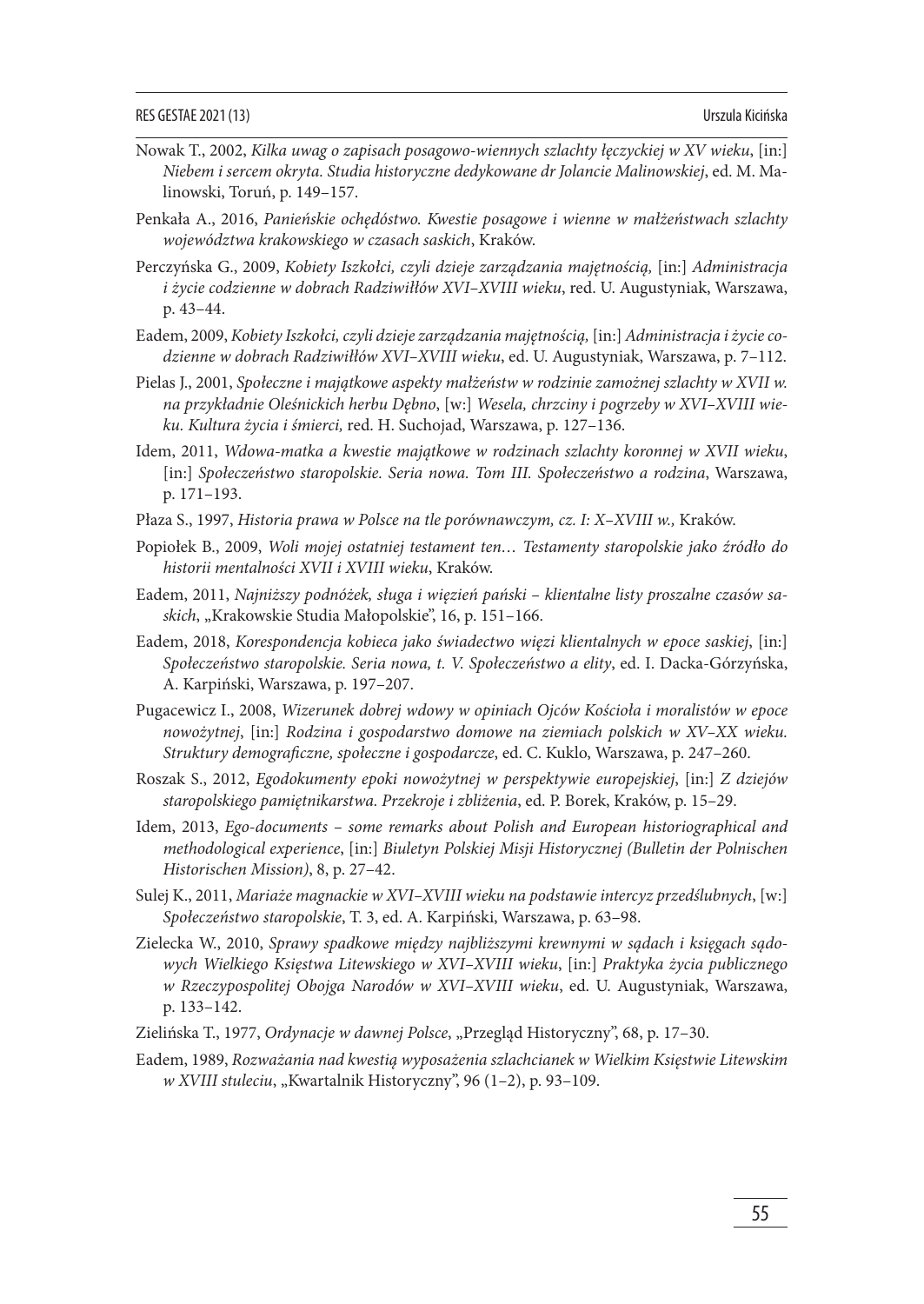Nowak T., 2002, *Kilka uwag o zapisach posagowo-wiennych szlachty łęczyckiej w XV wieku*, [in:] *Niebem i sercem okryta. Studia historyczne dedykowane dr Jolancie Malinowskiej*, ed. M. Malinowski, Toruń, p. 149–157.

Penkała A., 2016, *Panieńskie ochędóstwo. Kwestie posagowe i wienne w małżeństwach szlachty województwa krakowskiego w czasach saskich*, Kraków.

Perczyńska G., 2009, *Kobiety Iszkołci, czyli dzieje zarządzania majętnością,* [in:] *Administracja i życie codzienne w dobrach Radziwiłłów XVI–XVIII wieku*, red. U. Augustyniak, Warszawa, p. 43–44.

Eadem, 2009, *Kobiety Iszkołci, czyli dzieje zarządzania majętnością,* [in:] *Administracja i życie codzienne w dobrach Radziwiłłów XVI–XVIII wieku*, ed. U. Augustyniak, Warszawa, p. 7–112.

Pielas J., 2001, *Społeczne i majątkowe aspekty małżeństw w rodzinie zamożnej szlachty w XVII w. na przykładnie Oleśnickich herbu Dębno*, [w:] *Wesela, chrzciny i pogrzeby w XVI–XVIII wieku. Kultura życia i śmierci,* red. H. Suchojad, Warszawa, p. 127–136.

Idem, 2011, *Wdowa-matka a kwestie majątkowe w rodzinach szlachty koronnej w XVII wieku*, [in:] *Społeczeństwo staropolskie. Seria nowa. Tom III. Społeczeństwo a rodzina*, Warszawa, p. 171–193.

Płaza S., 1997, *Historia prawa w Polsce na tle porównawczym, cz. I: X–XVIII w.,* Kraków.

Popiołek B., 2009, *Woli mojej ostatniej testament ten… Testamenty staropolskie jako źródło do historii mentalności XVII i XVIII wieku*, Kraków.

Eadem, 2011, *Najniższy podnóżek, sługa i więzień pański – klientalne listy proszalne czasów saskich*, „Krakowskie Studia Małopolskie", 16, p. 151–166.

Eadem, 2018, *Korespondencja kobieca jako świadectwo więzi klientalnych w epoce saskiej*, [in:] *Społeczeństwo staropolskie. Seria nowa, t. V. Społeczeństwo a elity*, ed. I. Dacka-Górzyńska, A. Karpiński, Warszawa, p. 197–207.

Pugacewicz I., 2008, *Wizerunek dobrej wdowy w opiniach Ojców Kościoła i moralistów w epoce nowożytnej*, [in:] *Rodzina i gospodarstwo domowe na ziemiach polskich w XV–XX wieku. Struktury demograficzne, społeczne i gospodarcze*, ed. C. Kuklo, Warszawa, p. 247–260.

Roszak S., 2012, *Egodokumenty epoki nowożytnej w perspektywie europejskiej*, [in:] *Z dziejów staropolskiego pamiętnikarstwa. Przekroje i zbliżenia*, ed. P. Borek, Kraków, p. 15–29.

Idem, 2013, *Ego-documents – some remarks about Polish and European historiographical and methodological experience*, [in:] *Biuletyn Polskiej Misji Historycznej (Bulletin der Polnischen Historischen Mission)*, 8, p. 27–42.

Sulej K., 2011, *Mariaże magnackie w XVI–XVIII wieku na podstawie intercyz przedślubnych*, [w:] *Społeczeństwo staropolskie*, T. 3, ed. A. Karpiński, Warszawa, p. 63–98.

Zielecka W., 2010, *Sprawy spadkowe między najbliższymi krewnymi w sądach i księgach sądowych Wielkiego Księstwa Litewskiego w XVI–XVIII wieku*, [in:] *Praktyka życia publicznego w Rzeczypospolitej Obojga Narodów w XVI–XVIII wieku*, ed. U. Augustyniak, Warszawa, p. 133–142.

Zielińska T., 1977, *Ordynacje w dawnej Polsce*, „Przegląd Historyczny", 68, p. 17–30.

Eadem, 1989, *Rozważania nad kwestią wyposażenia szlachcianek w Wielkim Księstwie Litewskim w XVIII stuleciu*, „Kwartalnik Historyczny", 96 (1–2), p. 93–109.